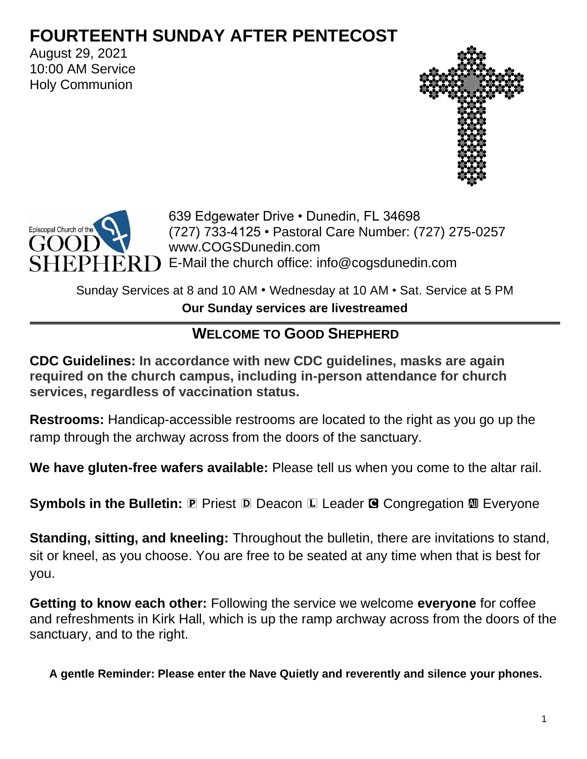# FOURTEENTH SUNDAY AFTER PENTECOST

August 29, 2021
10:00 AM Service
Holy Communion

Episcopal Church of the GOOD SHEPHERD

639 Edgewater Drive • Dunedin, FL 34698
(727) 733-4125 • Pastoral Care Number: (727) 275-0257
www.COGSDunedin.com
E-Mail the church office: info@cogsdunedin.com

Sunday Services at 8 and 10 AM • Wednesday at 10 AM • Sat. Service at 5 PM

**Our Sunday services are livestreamed**

## WELCOME TO GOOD SHEPHERD

**CDC Guidelines: In accordance with new CDC guidelines, masks are again required on the church campus, including in-person attendance for church services, regardless of vaccination status.**

**Restrooms:** Handicap-accessible restrooms are located to the right as you go up the ramp through the archway across from the doors of the sanctuary.

**We have gluten-free wafers available:** Please tell us when you come to the altar rail.

**Symbols in the Bulletin:** Ⓟ Priest Ⓓ Deacon Ⓛ Leader Ⓒ Congregation Ⓐ Everyone

**Standing, sitting, and kneeling:** Throughout the bulletin, there are invitations to stand, sit or kneel, as you choose. You are free to be seated at any time when that is best for you.

**Getting to know each other:** Following the service we welcome **everyone** for coffee and refreshments in Kirk Hall, which is up the ramp archway across from the doors of the sanctuary, and to the right.

**A gentle Reminder: Please enter the Nave Quietly and reverently and silence your phones.**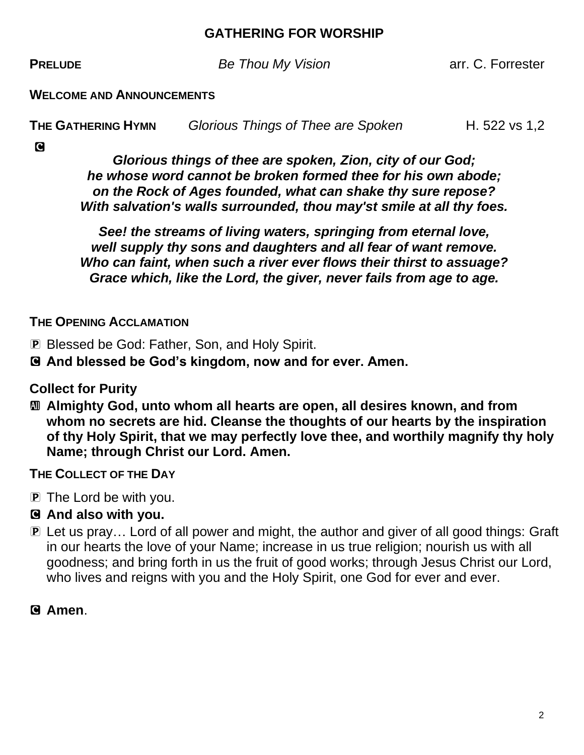## GATHERING FOR WORSHIP

**PRELUDE** *Be Thou My Vision* arr. C. Forrester

**WELCOME AND ANNOUNCEMENTS**

**THE GATHERING HYMN** *Glorious Things of Thee are Spoken* H. 522 vs 1,2

C

***Glorious things of thee are spoken, Zion, city of our God;***
***he whose word cannot be broken formed thee for his own abode;***
***on the Rock of Ages founded, what can shake thy sure repose?***
***With salvation's walls surrounded, thou may'st smile at all thy foes.***

***See! the streams of living waters, springing from eternal love,***
***well supply thy sons and daughters and all fear of want remove.***
***Who can faint, when such a river ever flows their thirst to assuage?***
***Grace which, like the Lord, the giver, never fails from age to age.***

**THE OPENING ACCLAMATION**

P Blessed be God: Father, Son, and Holy Spirit.

C **And blessed be God's kingdom, now and for ever. Amen.**

**Collect for Purity**

All **Almighty God, unto whom all hearts are open, all desires known, and from whom no secrets are hid. Cleanse the thoughts of our hearts by the inspiration of thy Holy Spirit, that we may perfectly love thee, and worthily magnify thy holy Name; through Christ our Lord. Amen.**

**THE COLLECT OF THE DAY**

P The Lord be with you.

C **And also with you.**

P Let us pray… Lord of all power and might, the author and giver of all good things: Graft in our hearts the love of your Name; increase in us true religion; nourish us with all goodness; and bring forth in us the fruit of good works; through Jesus Christ our Lord, who lives and reigns with you and the Holy Spirit, one God for ever and ever.

C **Amen**.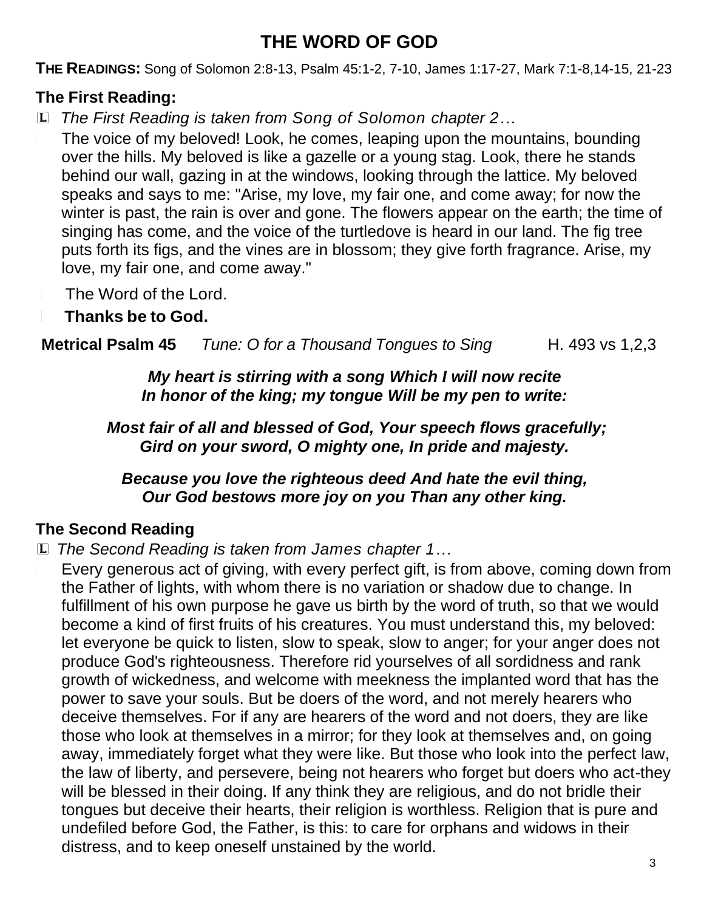# THE WORD OF GOD

**THE READINGS:** Song of Solomon 2:8-13, Psalm 45:1-2, 7-10, James 1:17-27, Mark 7:1-8,14-15, 21-23

## The First Reading:

L *The First Reading is taken from Song of Solomon chapter 2…*

The voice of my beloved! Look, he comes, leaping upon the mountains, bounding over the hills. My beloved is like a gazelle or a young stag. Look, there he stands behind our wall, gazing in at the windows, looking through the lattice. My beloved speaks and says to me: "Arise, my love, my fair one, and come away; for now the winter is past, the rain is over and gone. The flowers appear on the earth; the time of singing has come, and the voice of the turtledove is heard in our land. The fig tree puts forth its figs, and the vines are in blossom; they give forth fragrance. Arise, my love, my fair one, and come away."

The Word of the Lord.

**Thanks be to God.**

**Metrical Psalm 45** *Tune: O for a Thousand Tongues to Sing* H. 493 vs 1,2,3

***My heart is stirring with a song Which I will now recite***
***In honor of the king; my tongue Will be my pen to write:***

***Most fair of all and blessed of God, Your speech flows gracefully;***
***Gird on your sword, O mighty one, In pride and majesty.***

***Because you love the righteous deed And hate the evil thing,***
***Our God bestows more joy on you Than any other king.***

## The Second Reading

L *The Second Reading is taken from James chapter 1…*

Every generous act of giving, with every perfect gift, is from above, coming down from the Father of lights, with whom there is no variation or shadow due to change. In fulfillment of his own purpose he gave us birth by the word of truth, so that we would become a kind of first fruits of his creatures. You must understand this, my beloved: let everyone be quick to listen, slow to speak, slow to anger; for your anger does not produce God's righteousness. Therefore rid yourselves of all sordidness and rank growth of wickedness, and welcome with meekness the implanted word that has the power to save your souls. But be doers of the word, and not merely hearers who deceive themselves. For if any are hearers of the word and not doers, they are like those who look at themselves in a mirror; for they look at themselves and, on going away, immediately forget what they were like. But those who look into the perfect law, the law of liberty, and persevere, being not hearers who forget but doers who act-they will be blessed in their doing. If any think they are religious, and do not bridle their tongues but deceive their hearts, their religion is worthless. Religion that is pure and undefiled before God, the Father, is this: to care for orphans and widows in their distress, and to keep oneself unstained by the world.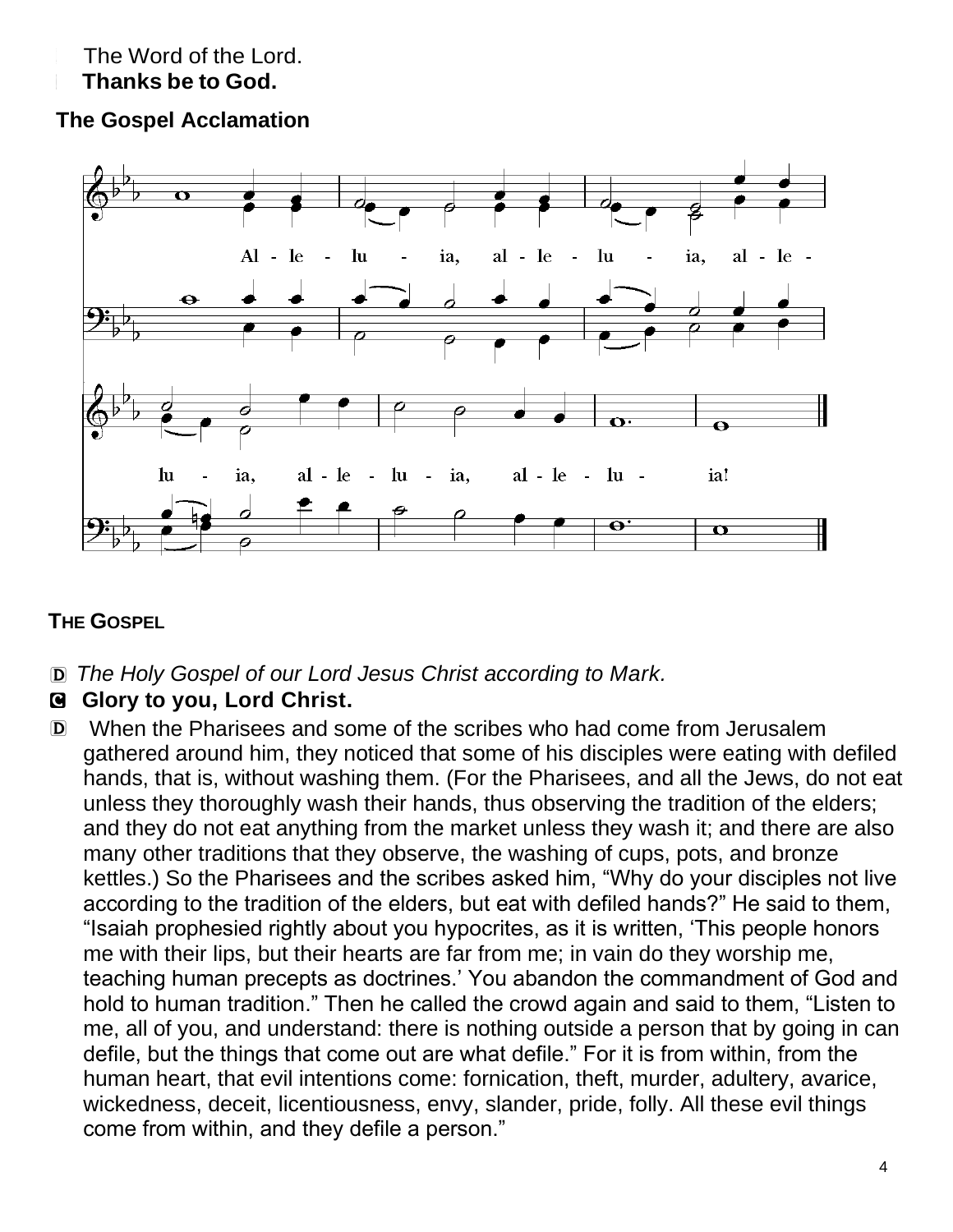The Word of the Lord.
**Thanks be to God.**

**The Gospel Acclamation**

Al - le - lu - ia, al - le - lu - ia, al - le - lu - ia, al - le - lu - ia, al - le - lu - ia!

**THE GOSPEL**

Ⓓ *The Holy Gospel of our Lord Jesus Christ according to Mark.*

Ⓒ **Glory to you, Lord Christ.**

Ⓓ When the Pharisees and some of the scribes who had come from Jerusalem gathered around him, they noticed that some of his disciples were eating with defiled hands, that is, without washing them. (For the Pharisees, and all the Jews, do not eat unless they thoroughly wash their hands, thus observing the tradition of the elders; and they do not eat anything from the market unless they wash it; and there are also many other traditions that they observe, the washing of cups, pots, and bronze kettles.) So the Pharisees and the scribes asked him, "Why do your disciples not live according to the tradition of the elders, but eat with defiled hands?" He said to them, "Isaiah prophesied rightly about you hypocrites, as it is written, 'This people honors me with their lips, but their hearts are far from me; in vain do they worship me, teaching human precepts as doctrines.' You abandon the commandment of God and hold to human tradition." Then he called the crowd again and said to them, "Listen to me, all of you, and understand: there is nothing outside a person that by going in can defile, but the things that come out are what defile." For it is from within, from the human heart, that evil intentions come: fornication, theft, murder, adultery, avarice, wickedness, deceit, licentiousness, envy, slander, pride, folly. All these evil things come from within, and they defile a person."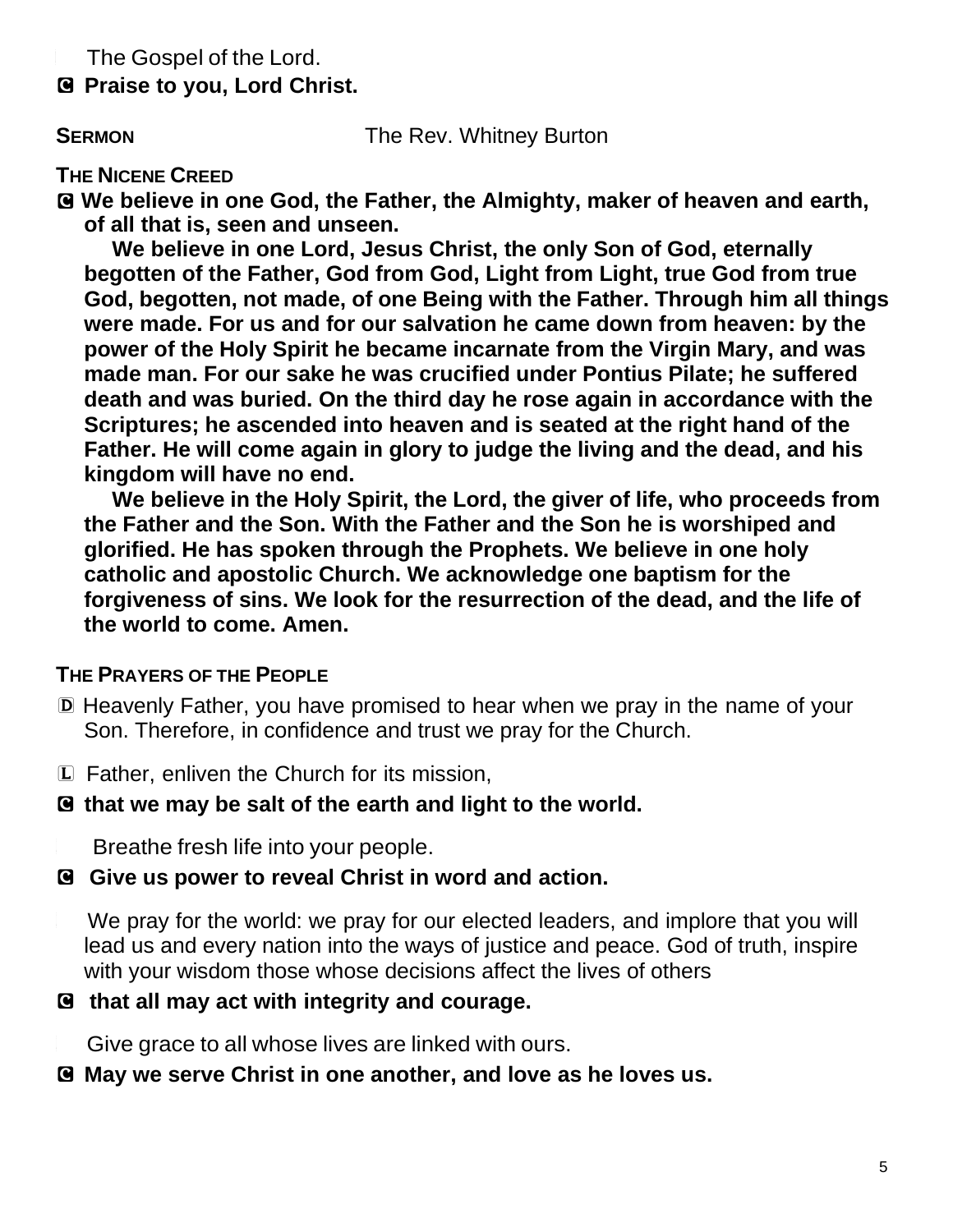The Gospel of the Lord.

**C Praise to you, Lord Christ.**

**SERMON** The Rev. Whitney Burton

**THE NICENE CREED**

**C We believe in one God, the Father, the Almighty, maker of heaven and earth, of all that is, seen and unseen.**

**We believe in one Lord, Jesus Christ, the only Son of God, eternally begotten of the Father, God from God, Light from Light, true God from true God, begotten, not made, of one Being with the Father. Through him all things were made. For us and for our salvation he came down from heaven: by the power of the Holy Spirit he became incarnate from the Virgin Mary, and was made man. For our sake he was crucified under Pontius Pilate; he suffered death and was buried. On the third day he rose again in accordance with the Scriptures; he ascended into heaven and is seated at the right hand of the Father. He will come again in glory to judge the living and the dead, and his kingdom will have no end.**

**We believe in the Holy Spirit, the Lord, the giver of life, who proceeds from the Father and the Son. With the Father and the Son he is worshiped and glorified. He has spoken through the Prophets. We believe in one holy catholic and apostolic Church. We acknowledge one baptism for the forgiveness of sins. We look for the resurrection of the dead, and the life of the world to come. Amen.**

**THE PRAYERS OF THE PEOPLE**

D Heavenly Father, you have promised to hear when we pray in the name of your Son. Therefore, in confidence and trust we pray for the Church.

L Father, enliven the Church for its mission,

**C that we may be salt of the earth and light to the world.**

Breathe fresh life into your people.

**C Give us power to reveal Christ in word and action.**

We pray for the world: we pray for our elected leaders, and implore that you will lead us and every nation into the ways of justice and peace. God of truth, inspire with your wisdom those whose decisions affect the lives of others

**C that all may act with integrity and courage.**

Give grace to all whose lives are linked with ours.

**C May we serve Christ in one another, and love as he loves us.**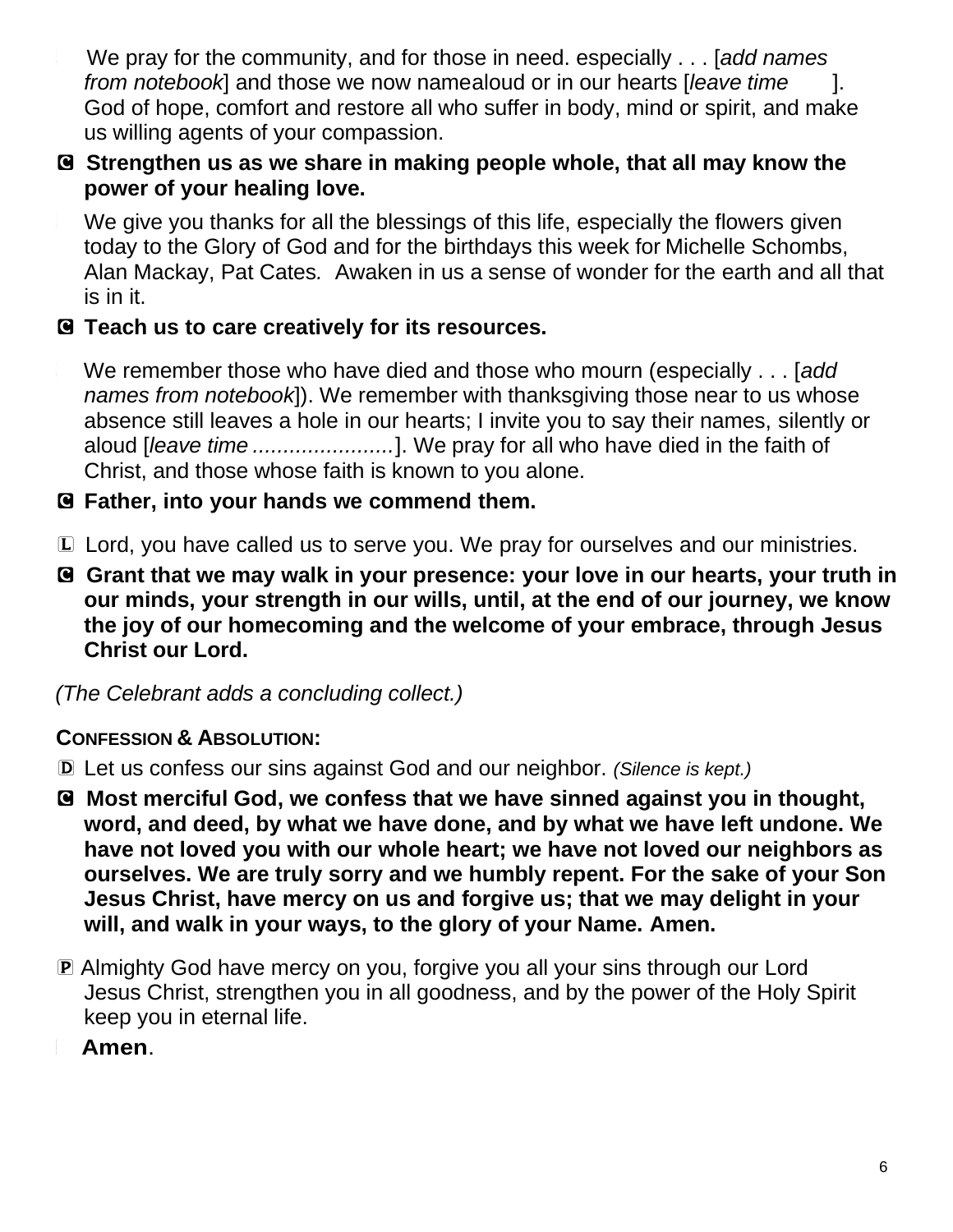L We pray for the community, and for those in need. especially . . . [*add names from notebook*] and those we now namealoud or in our hearts [*leave time* ]. God of hope, comfort and restore all who suffer in body, mind or spirit, and make us willing agents of your compassion.

**C Strengthen us as we share in making people whole, that all may know the power of your healing love.**

L We give you thanks for all the blessings of this life, especially the flowers given today to the Glory of God and for the birthdays this week for Michelle Schombs, Alan Mackay, Pat Cates. Awaken in us a sense of wonder for the earth and all that is in it.

**C Teach us to care creatively for its resources.**

L We remember those who have died and those who mourn (especially . . . [*add names from notebook*]). We remember with thanksgiving those near to us whose absence still leaves a hole in our hearts; I invite you to say their names, silently or aloud [*leave time* .......................]. We pray for all who have died in the faith of Christ, and those whose faith is known to you alone.

**C Father, into your hands we commend them.**

L Lord, you have called us to serve you. We pray for ourselves and our ministries.

**C Grant that we may walk in your presence: your love in our hearts, your truth in our minds, your strength in our wills, until, at the end of our journey, we know the joy of our homecoming and the welcome of your embrace, through Jesus Christ our Lord.**

*(The Celebrant adds a concluding collect.)*

**CONFESSION & ABSOLUTION:**

D Let us confess our sins against God and our neighbor. *(Silence is kept.)*

**C Most merciful God, we confess that we have sinned against you in thought, word, and deed, by what we have done, and by what we have left undone. We have not loved you with our whole heart; we have not loved our neighbors as ourselves. We are truly sorry and we humbly repent. For the sake of your Son Jesus Christ, have mercy on us and forgive us; that we may delight in your will, and walk in your ways, to the glory of your Name. Amen.**

P Almighty God have mercy on you, forgive you all your sins through our Lord Jesus Christ, strengthen you in all goodness, and by the power of the Holy Spirit keep you in eternal life.

C **Amen**.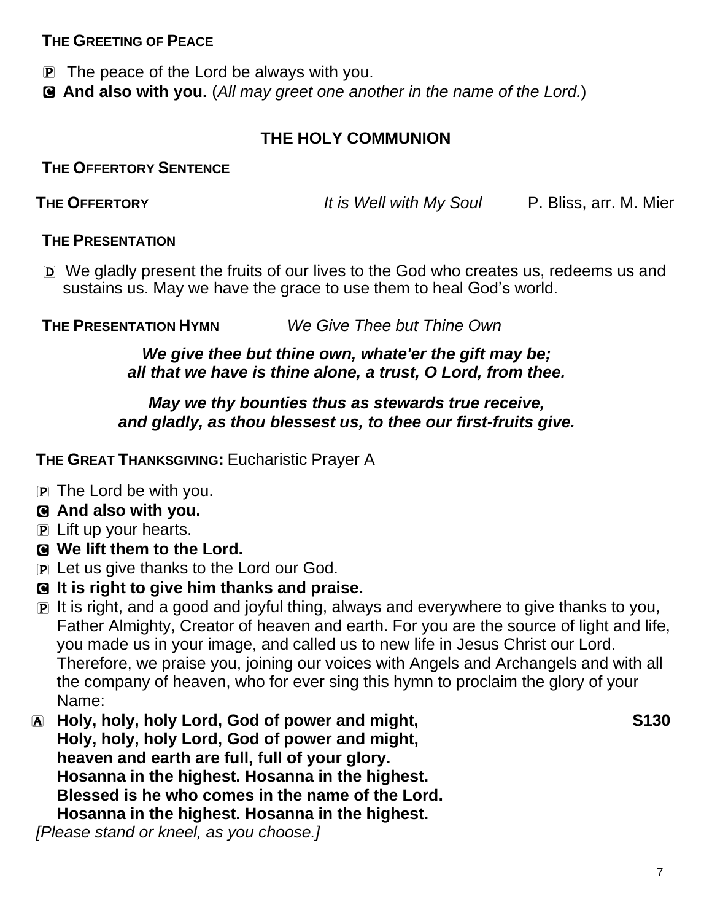**THE GREETING OF PEACE**

P The peace of the Lord be always with you.

C **And also with you.** (*All may greet one another in the name of the Lord.*)

## THE HOLY COMMUNION

**THE OFFERTORY SENTENCE**

**THE OFFERTORY** *It is Well with My Soul* P. Bliss, arr. M. Mier

**THE PRESENTATION**

D We gladly present the fruits of our lives to the God who creates us, redeems us and sustains us. May we have the grace to use them to heal God's world.

**THE PRESENTATION HYMN** *We Give Thee but Thine Own*

***We give thee but thine own, whate'er the gift may be;***
***all that we have is thine alone, a trust, O Lord, from thee.***

***May we thy bounties thus as stewards true receive,***
***and gladly, as thou blessest us, to thee our first-fruits give.***

**THE GREAT THANKSGIVING:** Eucharistic Prayer A

P The Lord be with you.

C **And also with you.**

P Lift up your hearts.

C **We lift them to the Lord.**

P Let us give thanks to the Lord our God.

C **It is right to give him thanks and praise.**

P It is right, and a good and joyful thing, always and everywhere to give thanks to you, Father Almighty, Creator of heaven and earth. For you are the source of light and life, you made us in your image, and called us to new life in Jesus Christ our Lord. Therefore, we praise you, joining our voices with Angels and Archangels and with all the company of heaven, who for ever sing this hymn to proclaim the glory of your Name:

A **Holy, holy, holy Lord, God of power and might,** **S130**
**Holy, holy, holy Lord, God of power and might,**
**heaven and earth are full, full of your glory.**
**Hosanna in the highest. Hosanna in the highest.**
**Blessed is he who comes in the name of the Lord.**
**Hosanna in the highest. Hosanna in the highest.**

*[Please stand or kneel, as you choose.]*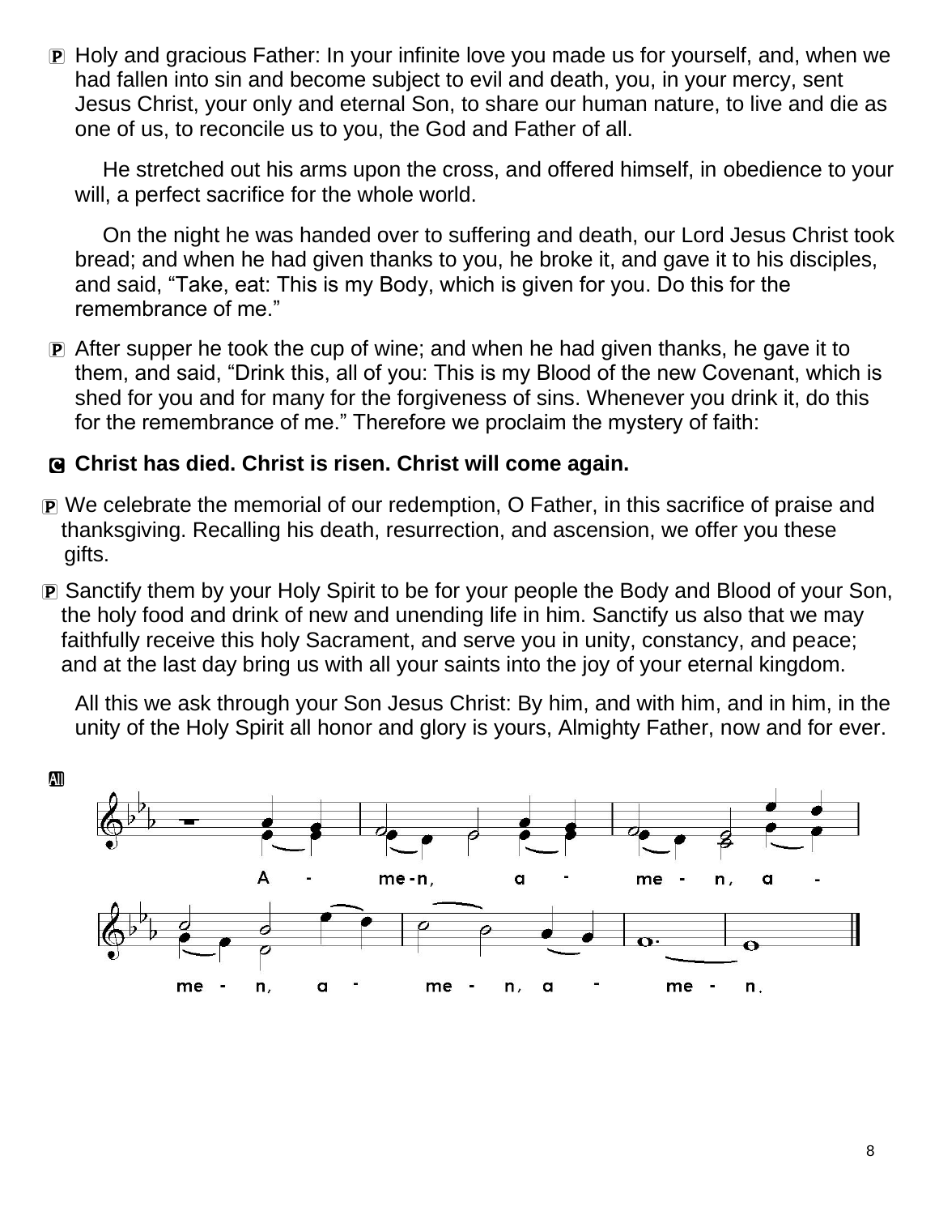P Holy and gracious Father: In your infinite love you made us for yourself, and, when we had fallen into sin and become subject to evil and death, you, in your mercy, sent Jesus Christ, your only and eternal Son, to share our human nature, to live and die as one of us, to reconcile us to you, the God and Father of all.

He stretched out his arms upon the cross, and offered himself, in obedience to your will, a perfect sacrifice for the whole world.

On the night he was handed over to suffering and death, our Lord Jesus Christ took bread; and when he had given thanks to you, he broke it, and gave it to his disciples, and said, "Take, eat: This is my Body, which is given for you. Do this for the remembrance of me."

P After supper he took the cup of wine; and when he had given thanks, he gave it to them, and said, "Drink this, all of you: This is my Blood of the new Covenant, which is shed for you and for many for the forgiveness of sins. Whenever you drink it, do this for the remembrance of me." Therefore we proclaim the mystery of faith:

**C Christ has died. Christ is risen. Christ will come again.**

P We celebrate the memorial of our redemption, O Father, in this sacrifice of praise and thanksgiving. Recalling his death, resurrection, and ascension, we offer you these gifts.

P Sanctify them by your Holy Spirit to be for your people the Body and Blood of your Son, the holy food and drink of new and unending life in him. Sanctify us also that we may faithfully receive this holy Sacrament, and serve you in unity, constancy, and peace; and at the last day bring us with all your saints into the joy of your eternal kingdom.

All this we ask through your Son Jesus Christ: By him, and with him, and in him, in the unity of the Holy Spirit all honor and glory is yours, Almighty Father, now and for ever.

All

A - men, a - men, a - men, a - men, a - men, a - men.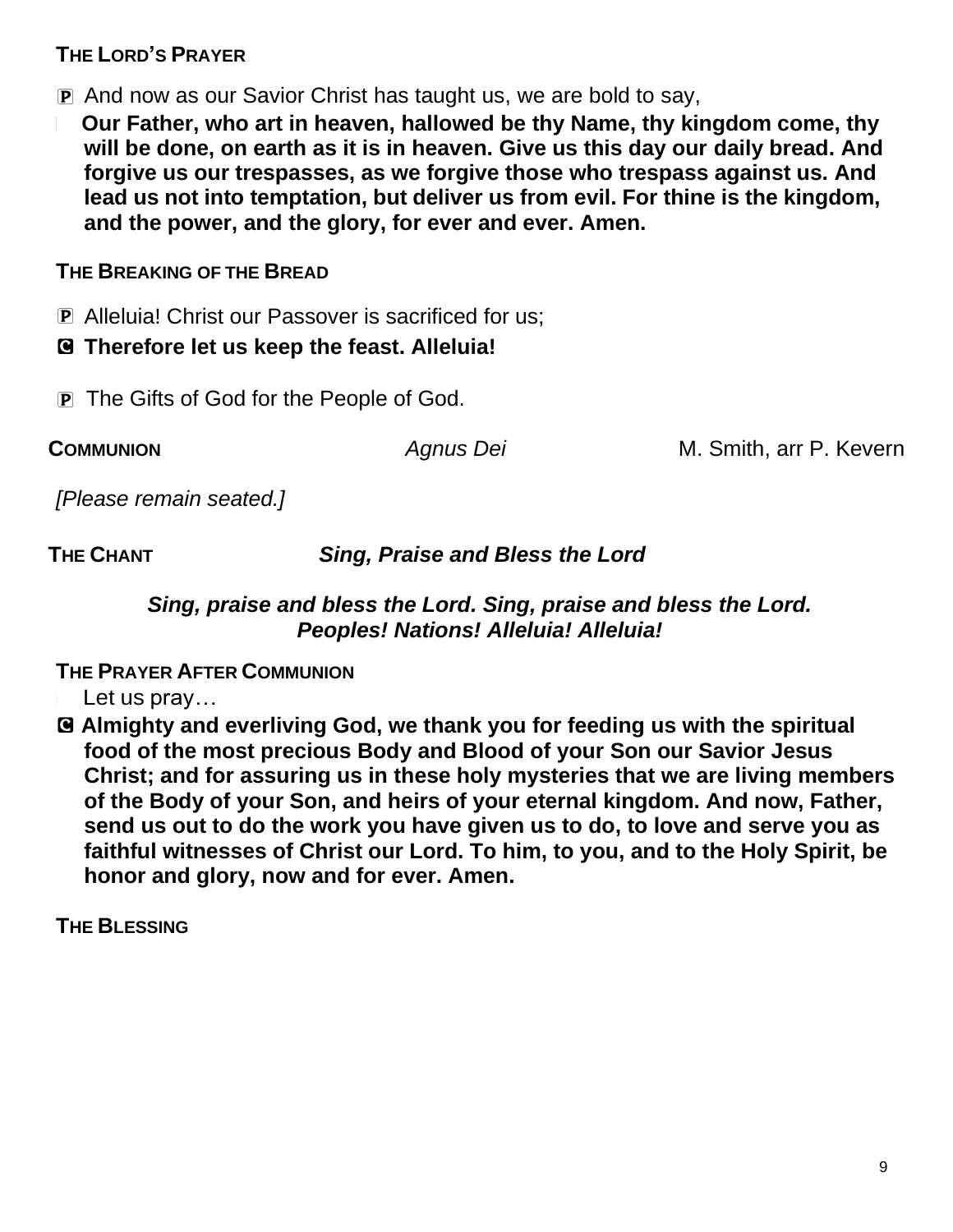**THE LORD'S PRAYER**

P And now as our Savior Christ has taught us, we are bold to say,

**Our Father, who art in heaven, hallowed be thy Name, thy kingdom come, thy will be done, on earth as it is in heaven. Give us this day our daily bread. And forgive us our trespasses, as we forgive those who trespass against us. And lead us not into temptation, but deliver us from evil. For thine is the kingdom, and the power, and the glory, for ever and ever. Amen.**

**THE BREAKING OF THE BREAD**

P Alleluia! Christ our Passover is sacrificed for us;

**C Therefore let us keep the feast. Alleluia!**

P The Gifts of God for the People of God.

**COMMUNION** *Agnus Dei* M. Smith, arr P. Kevern

*[Please remain seated.]*

**THE CHANT** ***Sing, Praise and Bless the Lord***

***Sing, praise and bless the Lord. Sing, praise and bless the Lord. Peoples! Nations! Alleluia! Alleluia!***

**THE PRAYER AFTER COMMUNION**

Let us pray…

**C Almighty and everliving God, we thank you for feeding us with the spiritual food of the most precious Body and Blood of your Son our Savior Jesus Christ; and for assuring us in these holy mysteries that we are living members of the Body of your Son, and heirs of your eternal kingdom. And now, Father, send us out to do the work you have given us to do, to love and serve you as faithful witnesses of Christ our Lord. To him, to you, and to the Holy Spirit, be honor and glory, now and for ever. Amen.**

**THE BLESSING**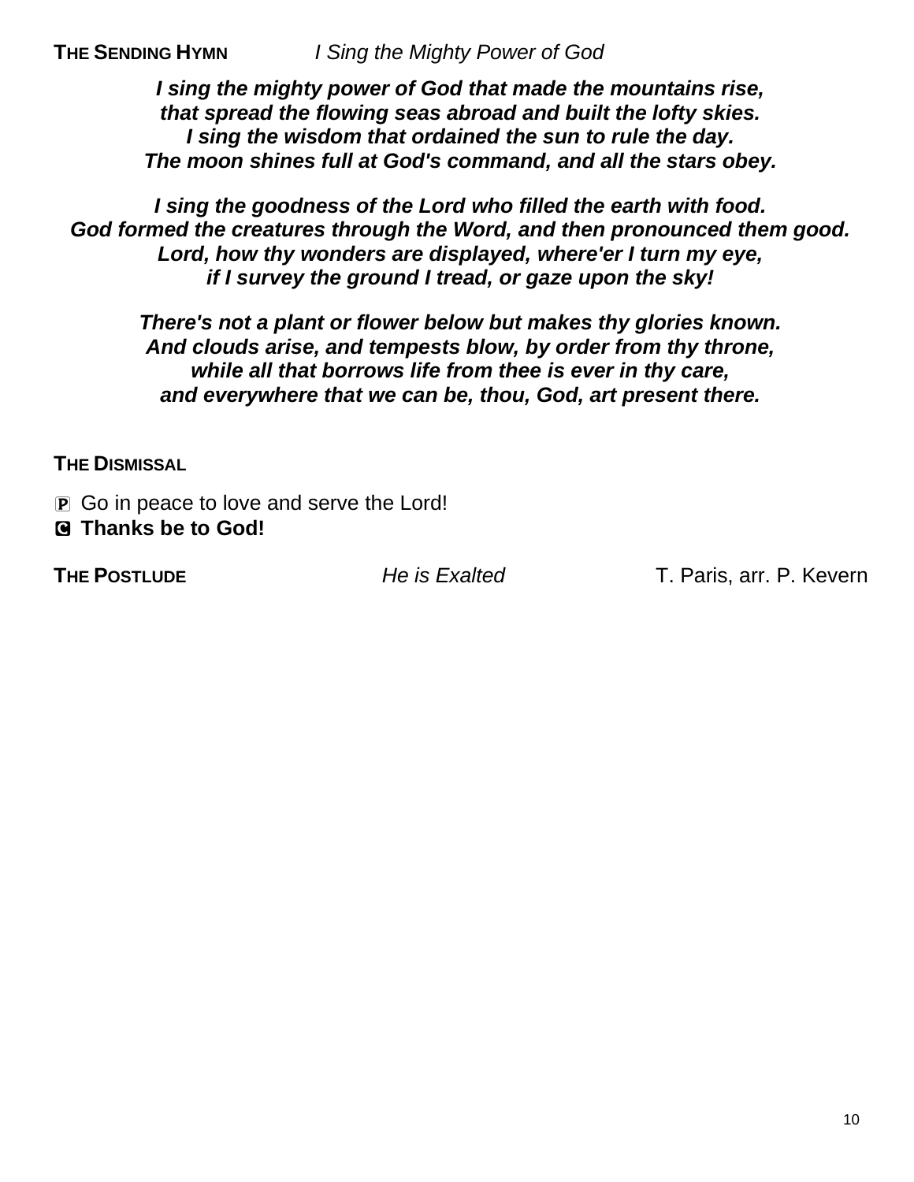**THE SENDING HYMN** *I Sing the Mighty Power of God*

***I sing the mighty power of God that made the mountains rise,***
***that spread the flowing seas abroad and built the lofty skies.***
***I sing the wisdom that ordained the sun to rule the day.***
***The moon shines full at God's command, and all the stars obey.***

***I sing the goodness of the Lord who filled the earth with food.***
***God formed the creatures through the Word, and then pronounced them good.***
***Lord, how thy wonders are displayed, where'er I turn my eye,***
***if I survey the ground I tread, or gaze upon the sky!***

***There's not a plant or flower below but makes thy glories known.***
***And clouds arise, and tempests blow, by order from thy throne,***
***while all that borrows life from thee is ever in thy care,***
***and everywhere that we can be, thou, God, art present there.***

**THE DISMISSAL**

🅟 Go in peace to love and serve the Lord!
🅒 **Thanks be to God!**

**THE POSTLUDE** *He is Exalted* T. Paris, arr. P. Kevern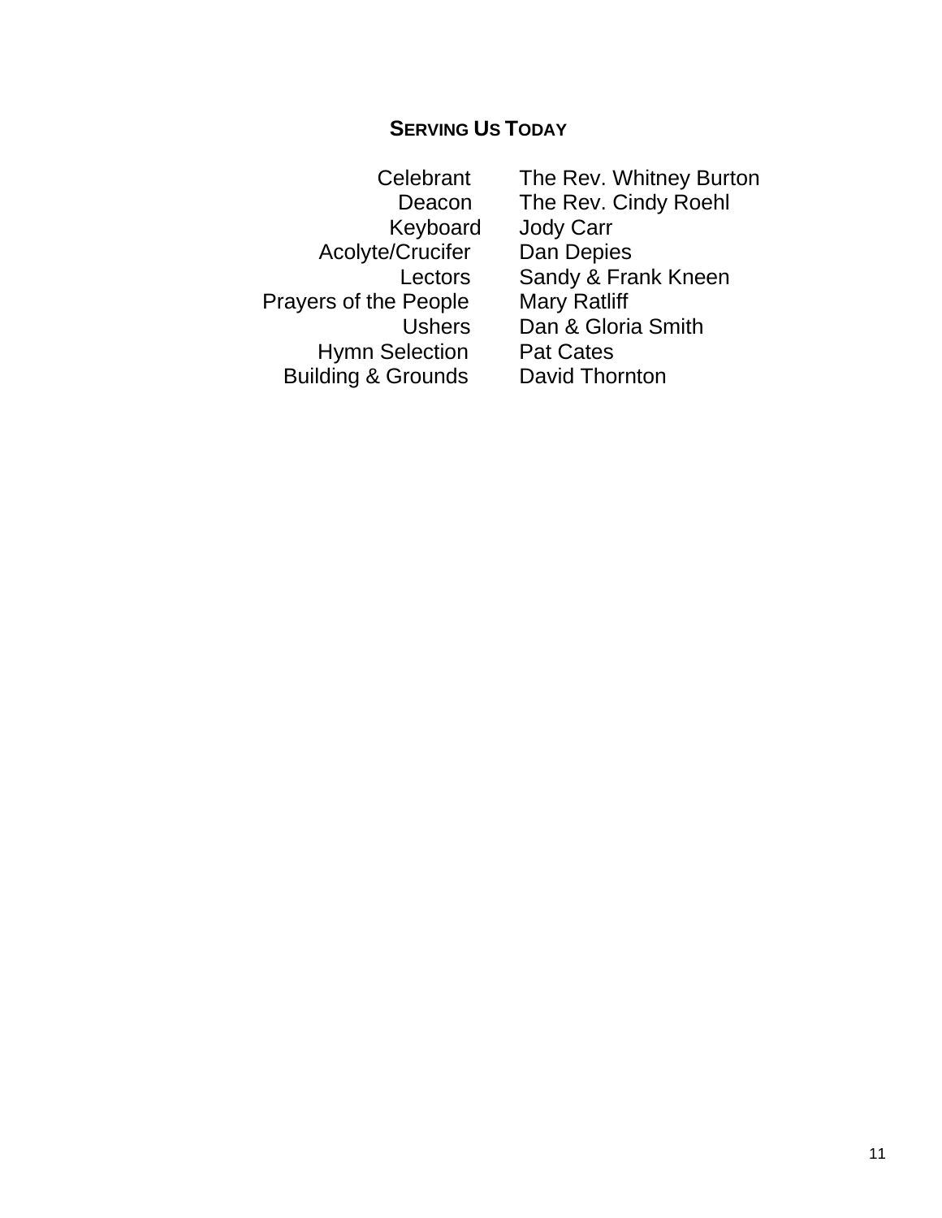## SERVING US TODAY

| | |
|---|---|
| Celebrant | The Rev. Whitney Burton |
| Deacon | The Rev. Cindy Roehl |
| Keyboard | Jody Carr |
| Acolyte/Crucifer | Dan Depies |
| Lectors | Sandy & Frank Kneen |
| Prayers of the People | Mary Ratliff |
| Ushers | Dan & Gloria Smith |
| Hymn Selection | Pat Cates |
| Building & Grounds | David Thornton |